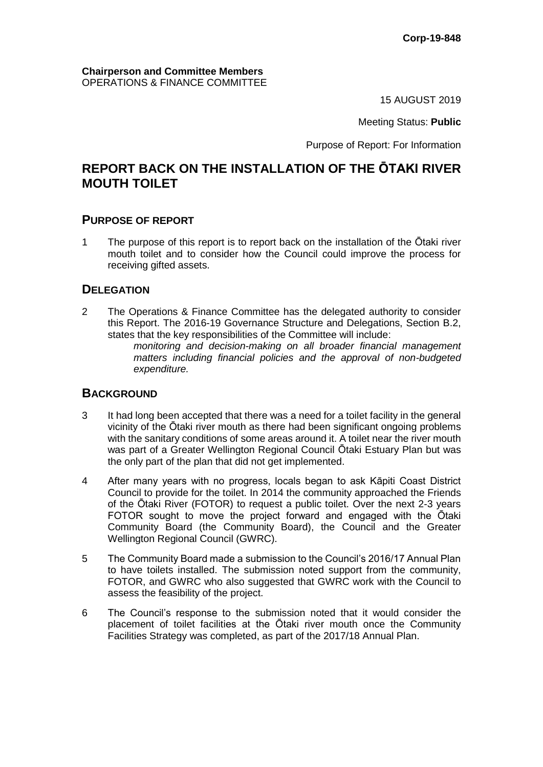**Corp-19-848**

**Chairperson and Committee Members**
OPERATIONS & FINANCE COMMITTEE

15 AUGUST 2019

Meeting Status: **Public**

Purpose of Report: For Information

# REPORT BACK ON THE INSTALLATION OF THE ŌTAKI RIVER MOUTH TOILET

## PURPOSE OF REPORT

1 The purpose of this report is to report back on the installation of the Ōtaki river mouth toilet and to consider how the Council could improve the process for receiving gifted assets.

## DELEGATION

2 The Operations & Finance Committee has the delegated authority to consider this Report. The 2016-19 Governance Structure and Delegations, Section B.2, states that the key responsibilities of the Committee will include:

> *monitoring and decision-making on all broader financial management matters including financial policies and the approval of non-budgeted expenditure.*

## BACKGROUND

3 It had long been accepted that there was a need for a toilet facility in the general vicinity of the Ōtaki river mouth as there had been significant ongoing problems with the sanitary conditions of some areas around it. A toilet near the river mouth was part of a Greater Wellington Regional Council Ōtaki Estuary Plan but was the only part of the plan that did not get implemented.

4 After many years with no progress, locals began to ask Kāpiti Coast District Council to provide for the toilet. In 2014 the community approached the Friends of the Ōtaki River (FOTOR) to request a public toilet. Over the next 2-3 years FOTOR sought to move the project forward and engaged with the Ōtaki Community Board (the Community Board), the Council and the Greater Wellington Regional Council (GWRC).

5 The Community Board made a submission to the Council's 2016/17 Annual Plan to have toilets installed. The submission noted support from the community, FOTOR, and GWRC who also suggested that GWRC work with the Council to assess the feasibility of the project.

6 The Council's response to the submission noted that it would consider the placement of toilet facilities at the Ōtaki river mouth once the Community Facilities Strategy was completed, as part of the 2017/18 Annual Plan.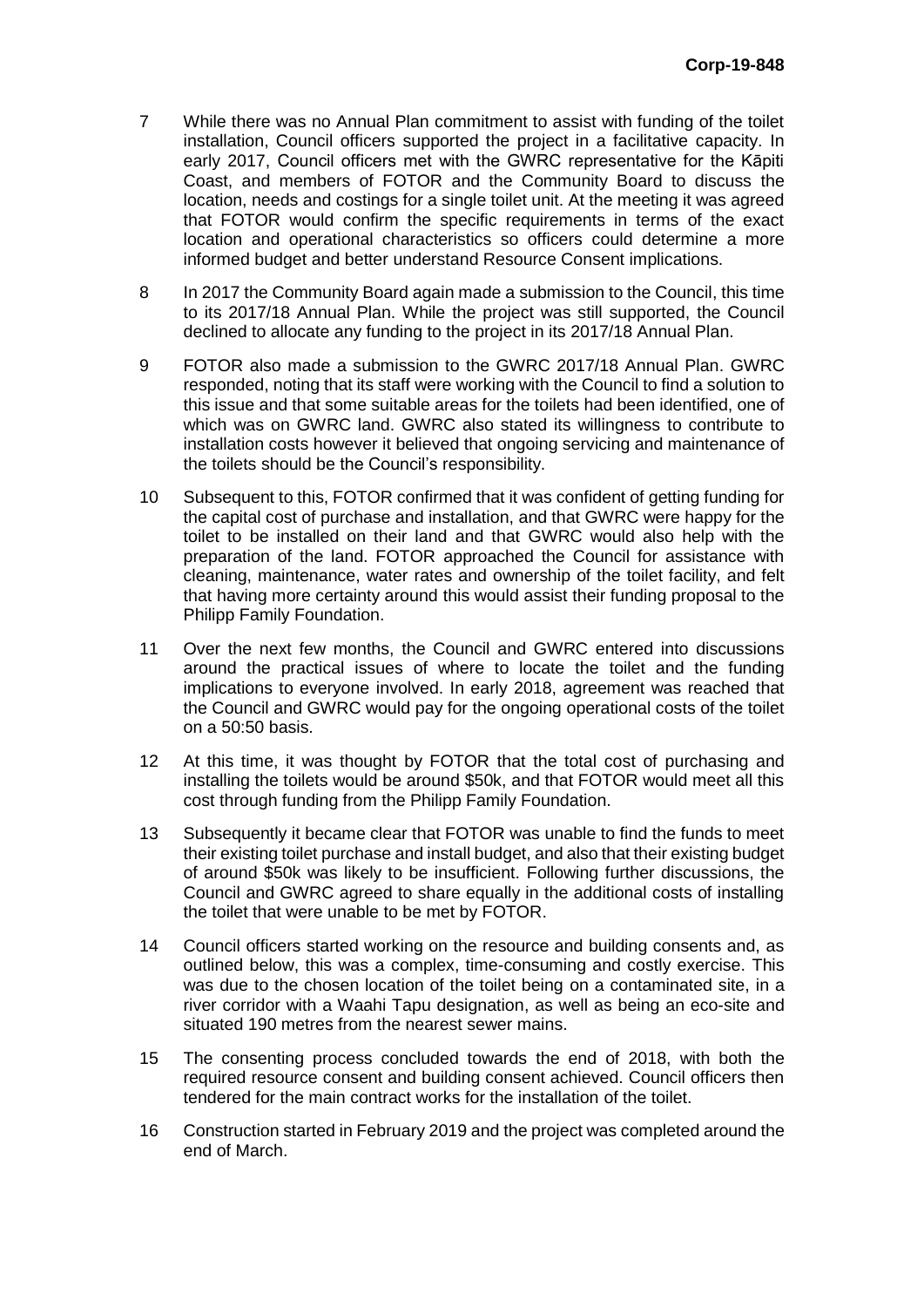7 While there was no Annual Plan commitment to assist with funding of the toilet installation, Council officers supported the project in a facilitative capacity. In early 2017, Council officers met with the GWRC representative for the Kāpiti Coast, and members of FOTOR and the Community Board to discuss the location, needs and costings for a single toilet unit. At the meeting it was agreed that FOTOR would confirm the specific requirements in terms of the exact location and operational characteristics so officers could determine a more informed budget and better understand Resource Consent implications.

8 In 2017 the Community Board again made a submission to the Council, this time to its 2017/18 Annual Plan. While the project was still supported, the Council declined to allocate any funding to the project in its 2017/18 Annual Plan.

9 FOTOR also made a submission to the GWRC 2017/18 Annual Plan. GWRC responded, noting that its staff were working with the Council to find a solution to this issue and that some suitable areas for the toilets had been identified, one of which was on GWRC land. GWRC also stated its willingness to contribute to installation costs however it believed that ongoing servicing and maintenance of the toilets should be the Council's responsibility.

10 Subsequent to this, FOTOR confirmed that it was confident of getting funding for the capital cost of purchase and installation, and that GWRC were happy for the toilet to be installed on their land and that GWRC would also help with the preparation of the land. FOTOR approached the Council for assistance with cleaning, maintenance, water rates and ownership of the toilet facility, and felt that having more certainty around this would assist their funding proposal to the Philipp Family Foundation.

11 Over the next few months, the Council and GWRC entered into discussions around the practical issues of where to locate the toilet and the funding implications to everyone involved. In early 2018, agreement was reached that the Council and GWRC would pay for the ongoing operational costs of the toilet on a 50:50 basis.

12 At this time, it was thought by FOTOR that the total cost of purchasing and installing the toilets would be around $50k, and that FOTOR would meet all this cost through funding from the Philipp Family Foundation.

13 Subsequently it became clear that FOTOR was unable to find the funds to meet their existing toilet purchase and install budget, and also that their existing budget of around $50k was likely to be insufficient. Following further discussions, the Council and GWRC agreed to share equally in the additional costs of installing the toilet that were unable to be met by FOTOR.

14 Council officers started working on the resource and building consents and, as outlined below, this was a complex, time-consuming and costly exercise. This was due to the chosen location of the toilet being on a contaminated site, in a river corridor with a Waahi Tapu designation, as well as being an eco-site and situated 190 metres from the nearest sewer mains.

15 The consenting process concluded towards the end of 2018, with both the required resource consent and building consent achieved. Council officers then tendered for the main contract works for the installation of the toilet.

16 Construction started in February 2019 and the project was completed around the end of March.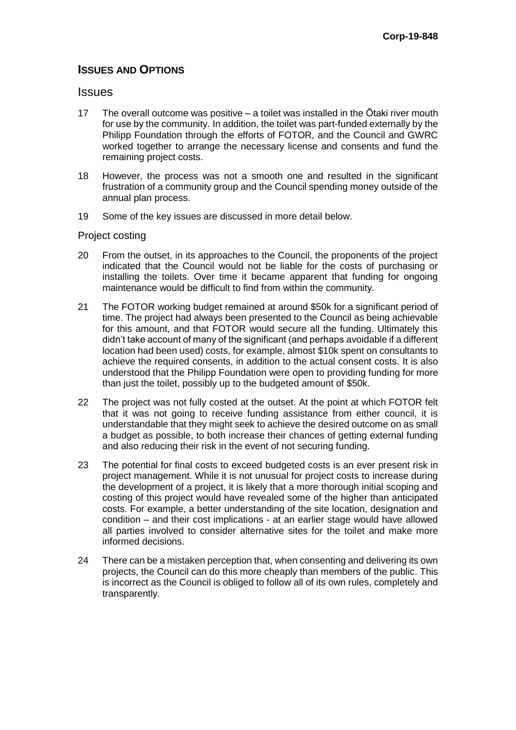## Issues and Options

### Issues

17 The overall outcome was positive – a toilet was installed in the Ōtaki river mouth for use by the community. In addition, the toilet was part-funded externally by the Philipp Foundation through the efforts of FOTOR, and the Council and GWRC worked together to arrange the necessary license and consents and fund the remaining project costs.

18 However, the process was not a smooth one and resulted in the significant frustration of a community group and the Council spending money outside of the annual plan process.

19 Some of the key issues are discussed in more detail below.

#### Project costing

20 From the outset, in its approaches to the Council, the proponents of the project indicated that the Council would not be liable for the costs of purchasing or installing the toilets. Over time it became apparent that funding for ongoing maintenance would be difficult to find from within the community.

21 The FOTOR working budget remained at around $50k for a significant period of time. The project had always been presented to the Council as being achievable for this amount, and that FOTOR would secure all the funding. Ultimately this didn't take account of many of the significant (and perhaps avoidable if a different location had been used) costs, for example, almost $10k spent on consultants to achieve the required consents, in addition to the actual consent costs. It is also understood that the Philipp Foundation were open to providing funding for more than just the toilet, possibly up to the budgeted amount of $50k.

22 The project was not fully costed at the outset. At the point at which FOTOR felt that it was not going to receive funding assistance from either council, it is understandable that they might seek to achieve the desired outcome on as small a budget as possible, to both increase their chances of getting external funding and also reducing their risk in the event of not securing funding.

23 The potential for final costs to exceed budgeted costs is an ever present risk in project management. While it is not unusual for project costs to increase during the development of a project, it is likely that a more thorough initial scoping and costing of this project would have revealed some of the higher than anticipated costs. For example, a better understanding of the site location, designation and condition – and their cost implications - at an earlier stage would have allowed all parties involved to consider alternative sites for the toilet and make more informed decisions.

24 There can be a mistaken perception that, when consenting and delivering its own projects, the Council can do this more cheaply than members of the public. This is incorrect as the Council is obliged to follow all of its own rules, completely and transparently.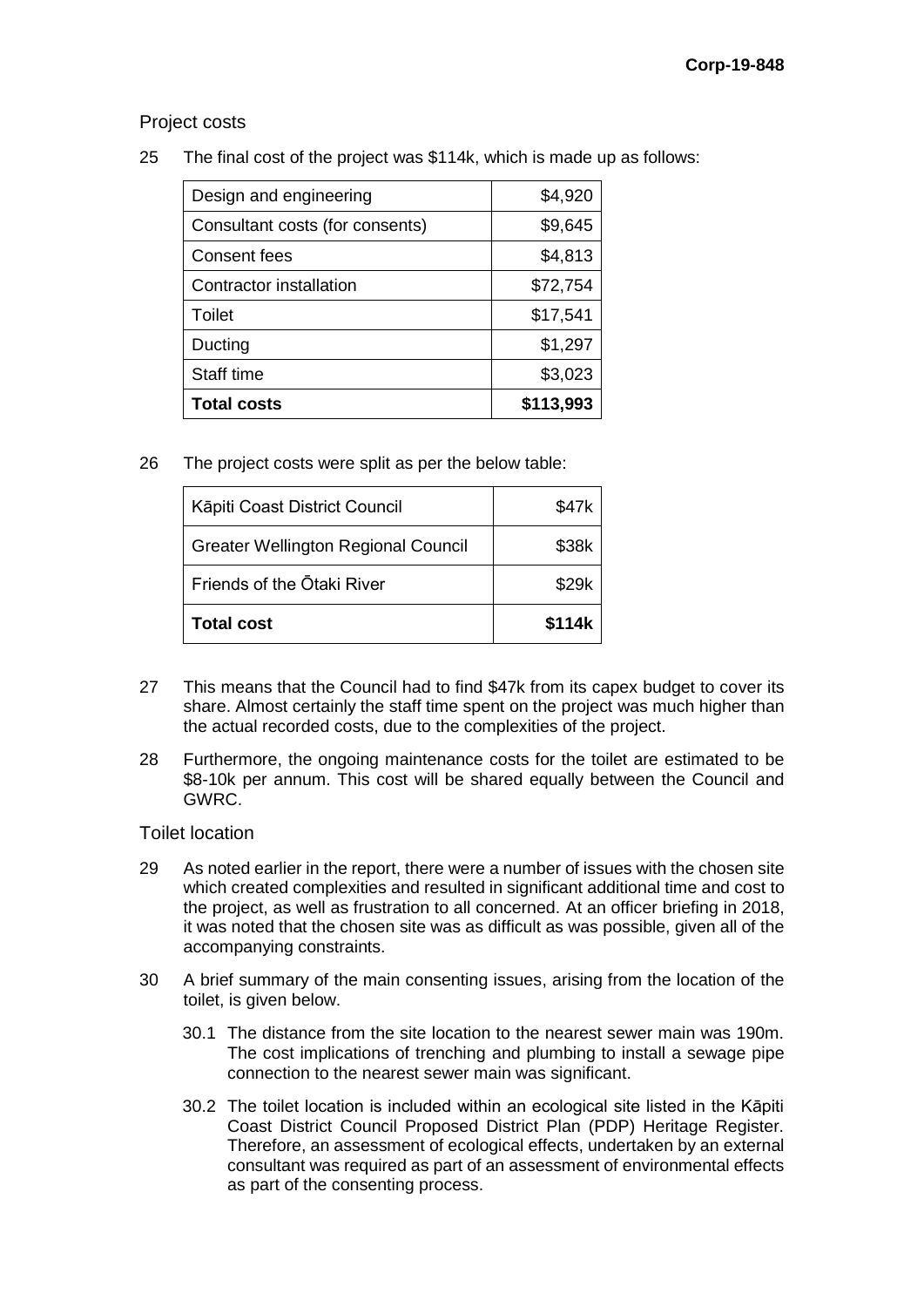## Project costs

25 The final cost of the project was $114k, which is made up as follows:

| | |
|---|---:|
| Design and engineering | $4,920 |
| Consultant costs (for consents) | $9,645 |
| Consent fees | $4,813 |
| Contractor installation | $72,754 |
| Toilet | $17,541 |
| Ducting | $1,297 |
| Staff time | $3,023 |
| **Total costs** | **$113,993** |

26 The project costs were split as per the below table:

| | |
|---|---:|
| Kāpiti Coast District Council | $47k |
| Greater Wellington Regional Council | $38k |
| Friends of the Ōtaki River | $29k |
| **Total cost** | **$114k** |

27 This means that the Council had to find $47k from its capex budget to cover its share. Almost certainly the staff time spent on the project was much higher than the actual recorded costs, due to the complexities of the project.

28 Furthermore, the ongoing maintenance costs for the toilet are estimated to be $8-10k per annum. This cost will be shared equally between the Council and GWRC.

## Toilet location

29 As noted earlier in the report, there were a number of issues with the chosen site which created complexities and resulted in significant additional time and cost to the project, as well as frustration to all concerned. At an officer briefing in 2018, it was noted that the chosen site was as difficult as was possible, given all of the accompanying constraints.

30 A brief summary of the main consenting issues, arising from the location of the toilet, is given below.

30.1 The distance from the site location to the nearest sewer main was 190m. The cost implications of trenching and plumbing to install a sewage pipe connection to the nearest sewer main was significant.

30.2 The toilet location is included within an ecological site listed in the Kāpiti Coast District Council Proposed District Plan (PDP) Heritage Register. Therefore, an assessment of ecological effects, undertaken by an external consultant was required as part of an assessment of environmental effects as part of the consenting process.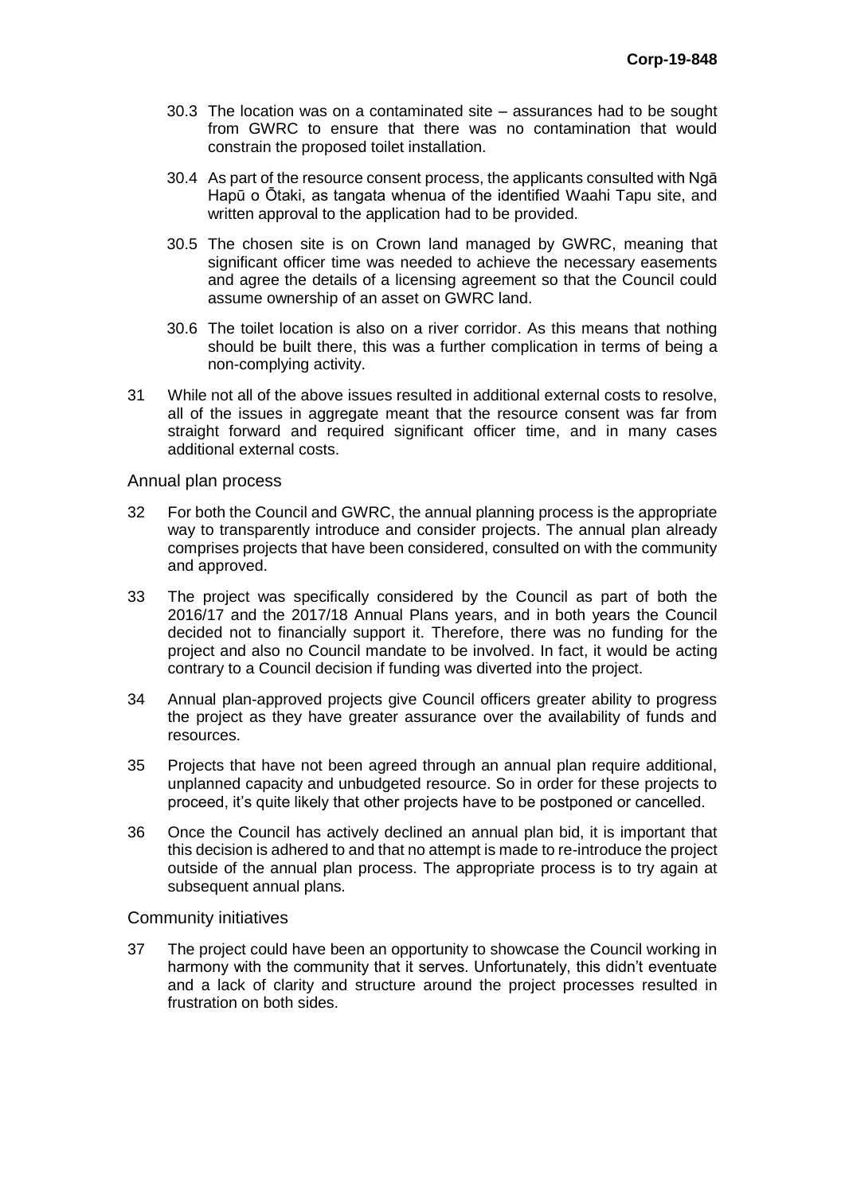30.3 The location was on a contaminated site – assurances had to be sought from GWRC to ensure that there was no contamination that would constrain the proposed toilet installation.

30.4 As part of the resource consent process, the applicants consulted with Ngā Hapū o Ōtaki, as tangata whenua of the identified Waahi Tapu site, and written approval to the application had to be provided.

30.5 The chosen site is on Crown land managed by GWRC, meaning that significant officer time was needed to achieve the necessary easements and agree the details of a licensing agreement so that the Council could assume ownership of an asset on GWRC land.

30.6 The toilet location is also on a river corridor. As this means that nothing should be built there, this was a further complication in terms of being a non-complying activity.

31 While not all of the above issues resulted in additional external costs to resolve, all of the issues in aggregate meant that the resource consent was far from straight forward and required significant officer time, and in many cases additional external costs.

### Annual plan process

32 For both the Council and GWRC, the annual planning process is the appropriate way to transparently introduce and consider projects. The annual plan already comprises projects that have been considered, consulted on with the community and approved.

33 The project was specifically considered by the Council as part of both the 2016/17 and the 2017/18 Annual Plans years, and in both years the Council decided not to financially support it. Therefore, there was no funding for the project and also no Council mandate to be involved. In fact, it would be acting contrary to a Council decision if funding was diverted into the project.

34 Annual plan-approved projects give Council officers greater ability to progress the project as they have greater assurance over the availability of funds and resources.

35 Projects that have not been agreed through an annual plan require additional, unplanned capacity and unbudgeted resource. So in order for these projects to proceed, it's quite likely that other projects have to be postponed or cancelled.

36 Once the Council has actively declined an annual plan bid, it is important that this decision is adhered to and that no attempt is made to re-introduce the project outside of the annual plan process. The appropriate process is to try again at subsequent annual plans.

### Community initiatives

37 The project could have been an opportunity to showcase the Council working in harmony with the community that it serves. Unfortunately, this didn't eventuate and a lack of clarity and structure around the project processes resulted in frustration on both sides.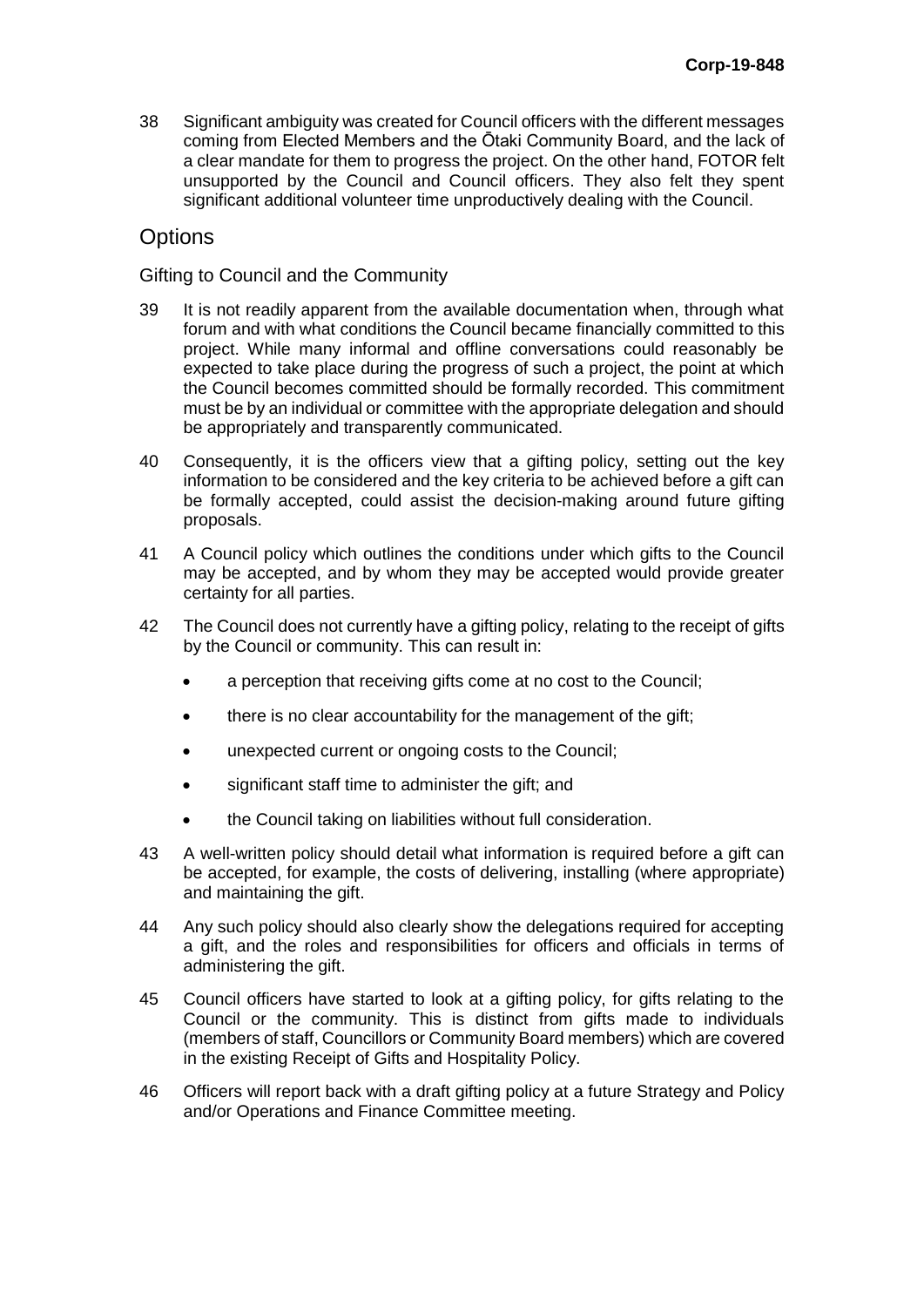38 Significant ambiguity was created for Council officers with the different messages coming from Elected Members and the Ōtaki Community Board, and the lack of a clear mandate for them to progress the project. On the other hand, FOTOR felt unsupported by the Council and Council officers. They also felt they spent significant additional volunteer time unproductively dealing with the Council.

## Options

### Gifting to Council and the Community

39 It is not readily apparent from the available documentation when, through what forum and with what conditions the Council became financially committed to this project. While many informal and offline conversations could reasonably be expected to take place during the progress of such a project, the point at which the Council becomes committed should be formally recorded. This commitment must be by an individual or committee with the appropriate delegation and should be appropriately and transparently communicated.

40 Consequently, it is the officers view that a gifting policy, setting out the key information to be considered and the key criteria to be achieved before a gift can be formally accepted, could assist the decision-making around future gifting proposals.

41 A Council policy which outlines the conditions under which gifts to the Council may be accepted, and by whom they may be accepted would provide greater certainty for all parties.

42 The Council does not currently have a gifting policy, relating to the receipt of gifts by the Council or community. This can result in:

- a perception that receiving gifts come at no cost to the Council;
- there is no clear accountability for the management of the gift;
- unexpected current or ongoing costs to the Council;
- significant staff time to administer the gift; and
- the Council taking on liabilities without full consideration.

43 A well-written policy should detail what information is required before a gift can be accepted, for example, the costs of delivering, installing (where appropriate) and maintaining the gift.

44 Any such policy should also clearly show the delegations required for accepting a gift, and the roles and responsibilities for officers and officials in terms of administering the gift.

45 Council officers have started to look at a gifting policy, for gifts relating to the Council or the community. This is distinct from gifts made to individuals (members of staff, Councillors or Community Board members) which are covered in the existing Receipt of Gifts and Hospitality Policy.

46 Officers will report back with a draft gifting policy at a future Strategy and Policy and/or Operations and Finance Committee meeting.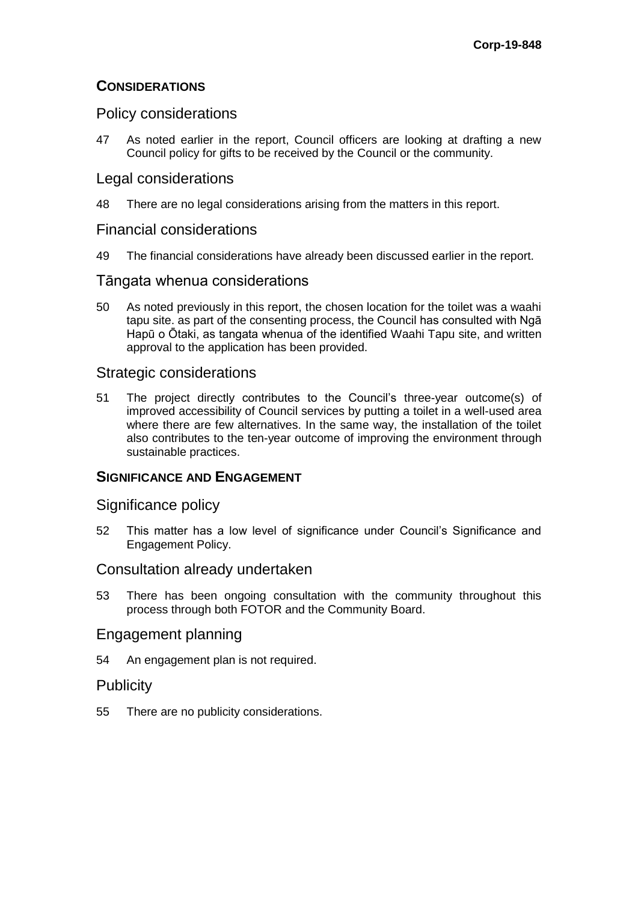## CONSIDERATIONS

### Policy considerations

47 As noted earlier in the report, Council officers are looking at drafting a new Council policy for gifts to be received by the Council or the community.

### Legal considerations

48 There are no legal considerations arising from the matters in this report.

### Financial considerations

49 The financial considerations have already been discussed earlier in the report.

### Tāngata whenua considerations

50 As noted previously in this report, the chosen location for the toilet was a waahi tapu site. as part of the consenting process, the Council has consulted with Ngā Hapū o Ōtaki, as tangata whenua of the identified Waahi Tapu site, and written approval to the application has been provided.

### Strategic considerations

51 The project directly contributes to the Council's three-year outcome(s) of improved accessibility of Council services by putting a toilet in a well-used area where there are few alternatives. In the same way, the installation of the toilet also contributes to the ten-year outcome of improving the environment through sustainable practices.

## SIGNIFICANCE AND ENGAGEMENT

### Significance policy

52 This matter has a low level of significance under Council's Significance and Engagement Policy.

### Consultation already undertaken

53 There has been ongoing consultation with the community throughout this process through both FOTOR and the Community Board.

### Engagement planning

54 An engagement plan is not required.

### Publicity

55 There are no publicity considerations.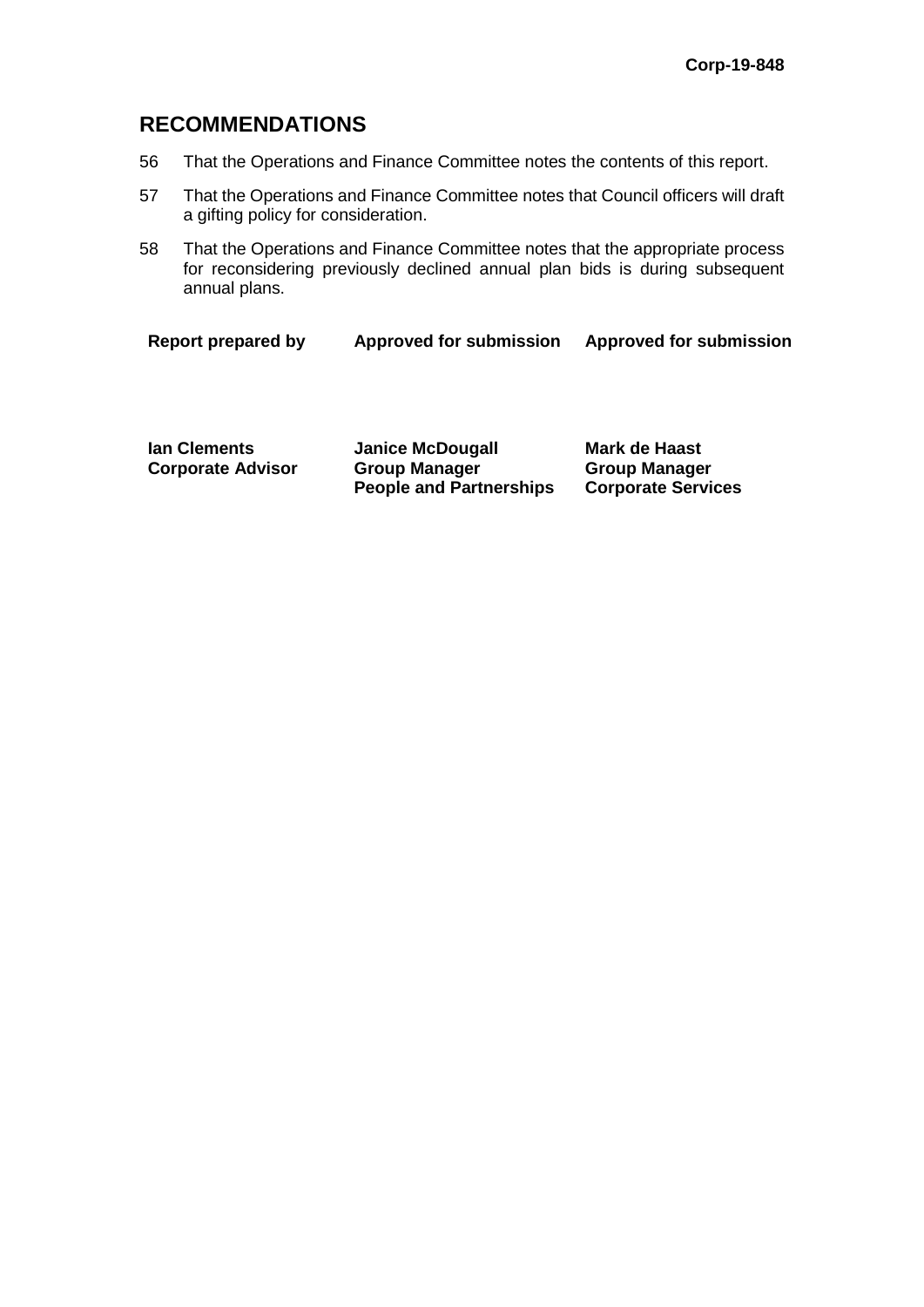## RECOMMENDATIONS

56 That the Operations and Finance Committee notes the contents of this report.

57 That the Operations and Finance Committee notes that Council officers will draft a gifting policy for consideration.

58 That the Operations and Finance Committee notes that the appropriate process for reconsidering previously declined annual plan bids is during subsequent annual plans.

| Report prepared by | Approved for submission | Approved for submission |
|---|---|---|
| **Ian Clements**<br>**Corporate Advisor** | **Janice McDougall**<br>**Group Manager**<br>**People and Partnerships** | **Mark de Haast**<br>**Group Manager**<br>**Corporate Services** |